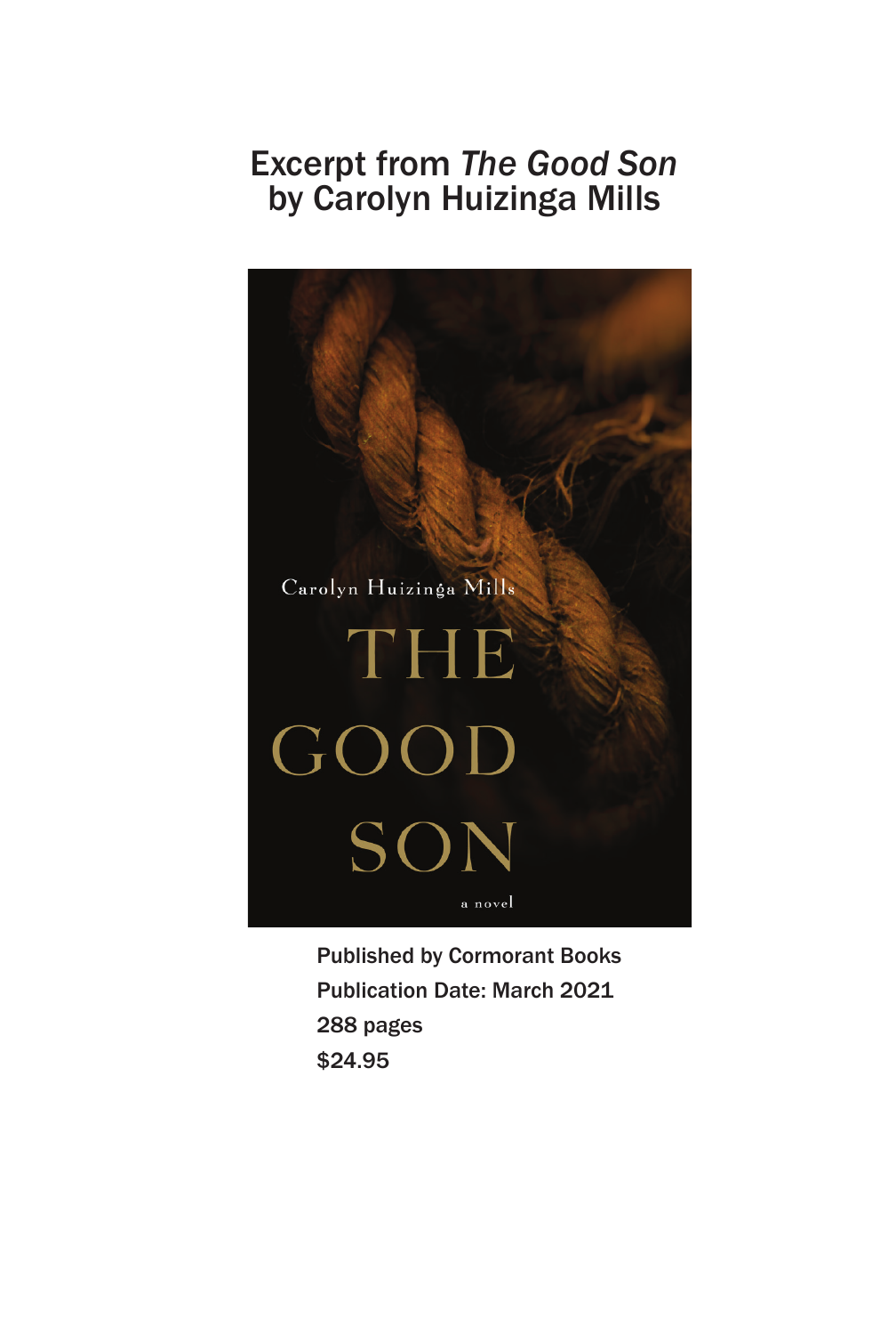# Excerpt from *The Good Son* by Carolyn Huizinga Mills

Published by Cormorant Books
Publication Date: March 2021
288 pages
$24.95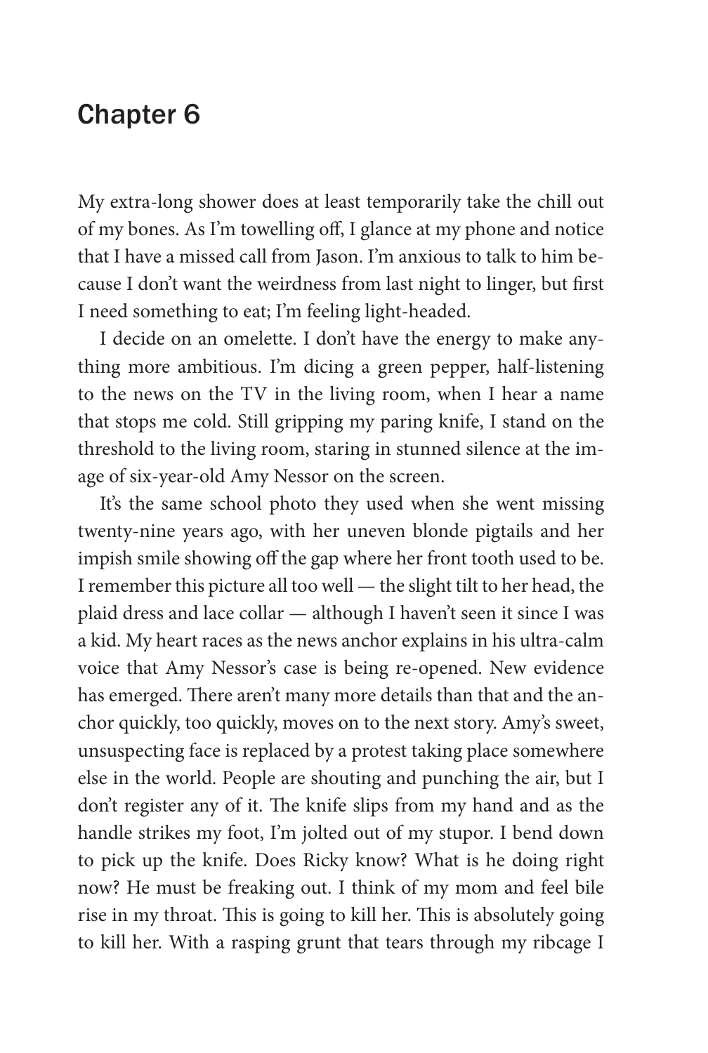## Chapter 6

My extra-long shower does at least temporarily take the chill out of my bones. As I'm towelling off, I glance at my phone and notice that I have a missed call from Jason. I'm anxious to talk to him because I don't want the weirdness from last night to linger, but first I need something to eat; I'm feeling light-headed.

I decide on an omelette. I don't have the energy to make anything more ambitious. I'm dicing a green pepper, half-listening to the news on the TV in the living room, when I hear a name that stops me cold. Still gripping my paring knife, I stand on the threshold to the living room, staring in stunned silence at the image of six-year-old Amy Nessor on the screen.

It's the same school photo they used when she went missing twenty-nine years ago, with her uneven blonde pigtails and her impish smile showing off the gap where her front tooth used to be. I remember this picture all too well — the slight tilt to her head, the plaid dress and lace collar — although I haven't seen it since I was a kid. My heart races as the news anchor explains in his ultra-calm voice that Amy Nessor's case is being re-opened. New evidence has emerged. There aren't many more details than that and the anchor quickly, too quickly, moves on to the next story. Amy's sweet, unsuspecting face is replaced by a protest taking place somewhere else in the world. People are shouting and punching the air, but I don't register any of it. The knife slips from my hand and as the handle strikes my foot, I'm jolted out of my stupor. I bend down to pick up the knife. Does Ricky know? What is he doing right now? He must be freaking out. I think of my mom and feel bile rise in my throat. This is going to kill her. This is absolutely going to kill her. With a rasping grunt that tears through my ribcage I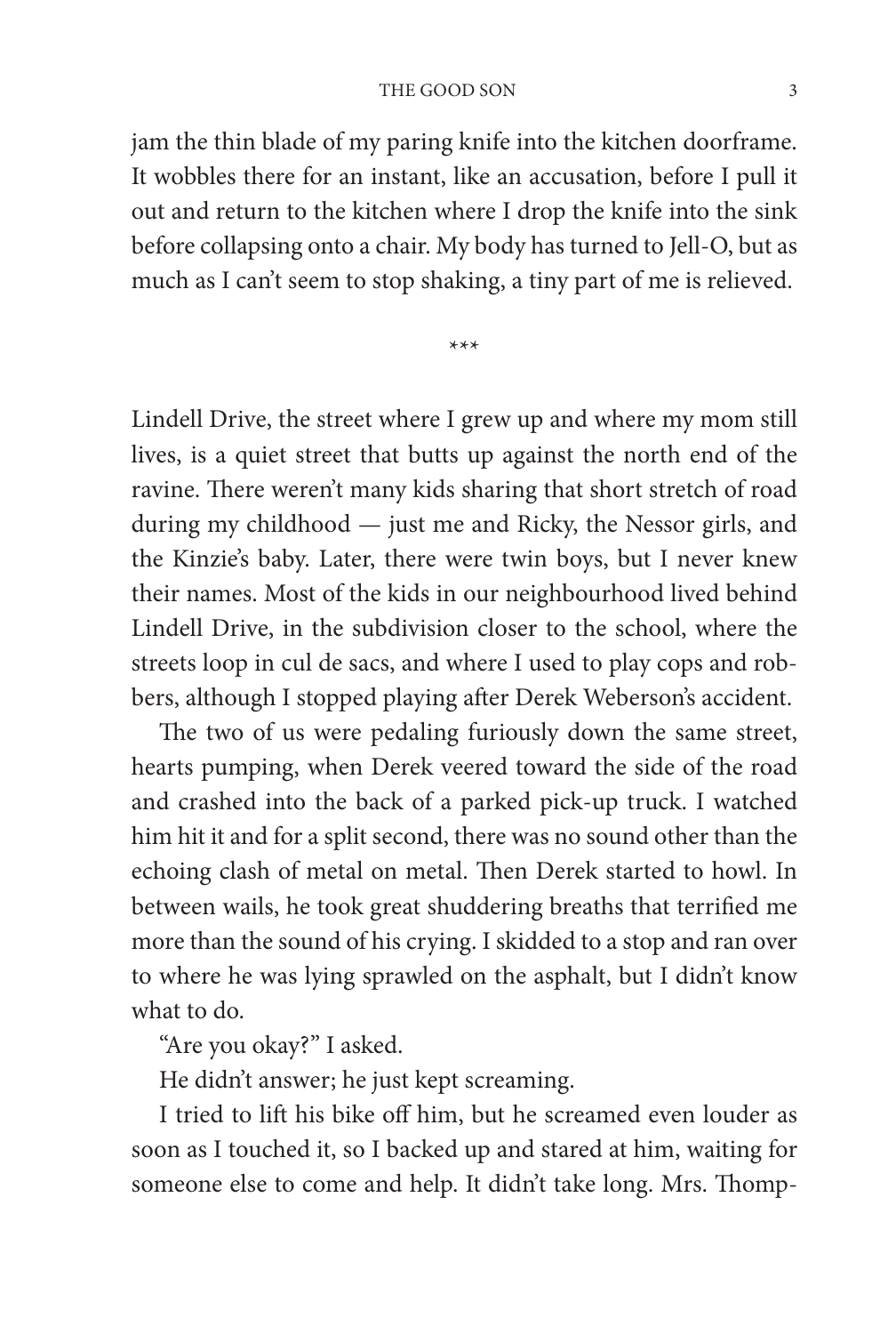jam the thin blade of my paring knife into the kitchen doorframe. It wobbles there for an instant, like an accusation, before I pull it out and return to the kitchen where I drop the knife into the sink before collapsing onto a chair. My body has turned to Jell-O, but as much as I can't seem to stop shaking, a tiny part of me is relieved.

***

Lindell Drive, the street where I grew up and where my mom still lives, is a quiet street that butts up against the north end of the ravine. There weren't many kids sharing that short stretch of road during my childhood — just me and Ricky, the Nessor girls, and the Kinzie's baby. Later, there were twin boys, but I never knew their names. Most of the kids in our neighbourhood lived behind Lindell Drive, in the subdivision closer to the school, where the streets loop in cul de sacs, and where I used to play cops and robbers, although I stopped playing after Derek Weberson's accident.

The two of us were pedaling furiously down the same street, hearts pumping, when Derek veered toward the side of the road and crashed into the back of a parked pick-up truck. I watched him hit it and for a split second, there was no sound other than the echoing clash of metal on metal. Then Derek started to howl. In between wails, he took great shuddering breaths that terrified me more than the sound of his crying. I skidded to a stop and ran over to where he was lying sprawled on the asphalt, but I didn't know what to do.

"Are you okay?" I asked.

He didn't answer; he just kept screaming.

I tried to lift his bike off him, but he screamed even louder as soon as I touched it, so I backed up and stared at him, waiting for someone else to come and help. It didn't take long. Mrs. Thomp-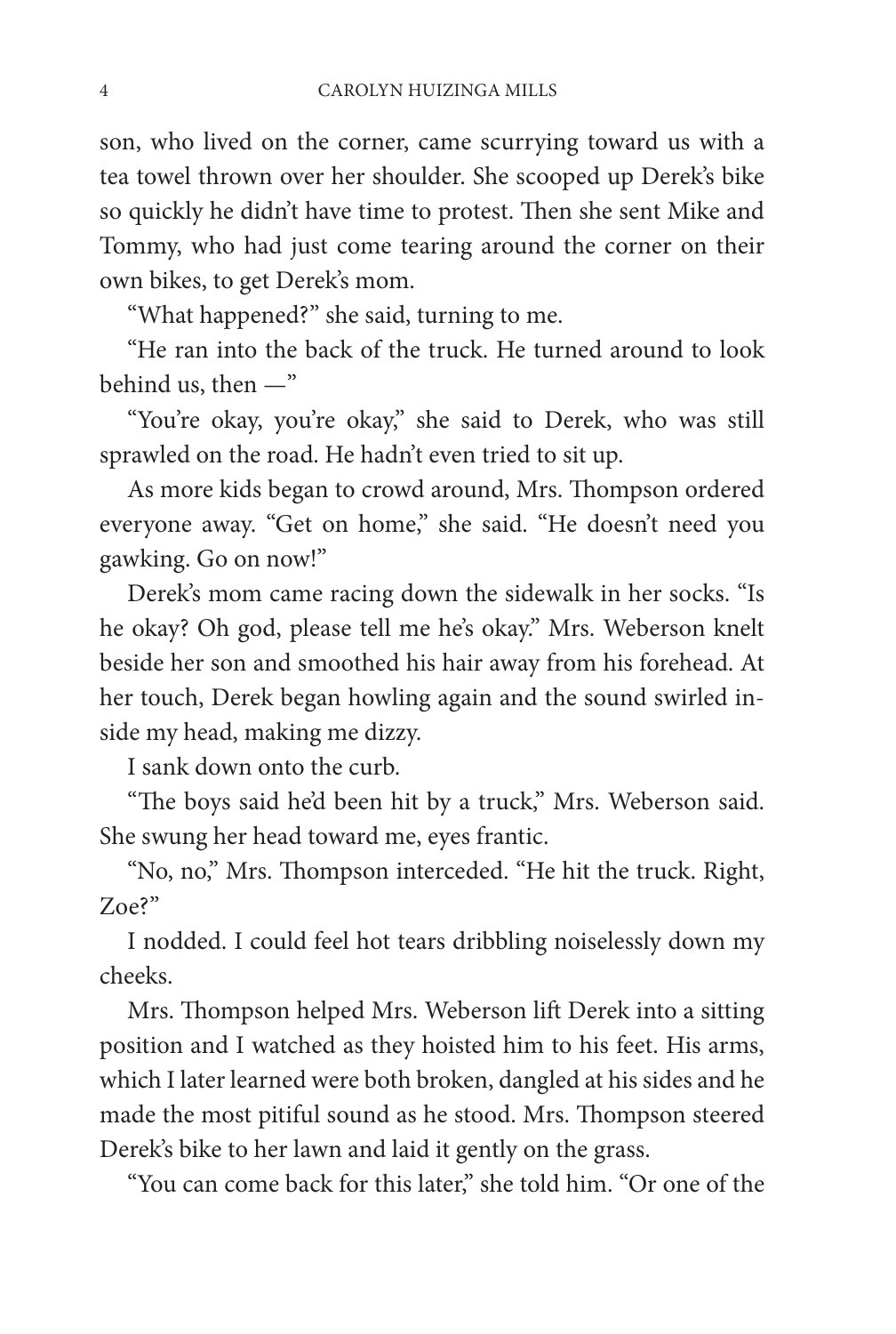son, who lived on the corner, came scurrying toward us with a tea towel thrown over her shoulder. She scooped up Derek's bike so quickly he didn't have time to protest. Then she sent Mike and Tommy, who had just come tearing around the corner on their own bikes, to get Derek's mom.

"What happened?" she said, turning to me.

"He ran into the back of the truck. He turned around to look behind us, then —"

"You're okay, you're okay," she said to Derek, who was still sprawled on the road. He hadn't even tried to sit up.

As more kids began to crowd around, Mrs. Thompson ordered everyone away. "Get on home," she said. "He doesn't need you gawking. Go on now!"

Derek's mom came racing down the sidewalk in her socks. "Is he okay? Oh god, please tell me he's okay." Mrs. Weberson knelt beside her son and smoothed his hair away from his forehead. At her touch, Derek began howling again and the sound swirled inside my head, making me dizzy.

I sank down onto the curb.

"The boys said he'd been hit by a truck," Mrs. Weberson said. She swung her head toward me, eyes frantic.

"No, no," Mrs. Thompson interceded. "He hit the truck. Right, Zoe?"

I nodded. I could feel hot tears dribbling noiselessly down my cheeks.

Mrs. Thompson helped Mrs. Weberson lift Derek into a sitting position and I watched as they hoisted him to his feet. His arms, which I later learned were both broken, dangled at his sides and he made the most pitiful sound as he stood. Mrs. Thompson steered Derek's bike to her lawn and laid it gently on the grass.

"You can come back for this later," she told him. "Or one of the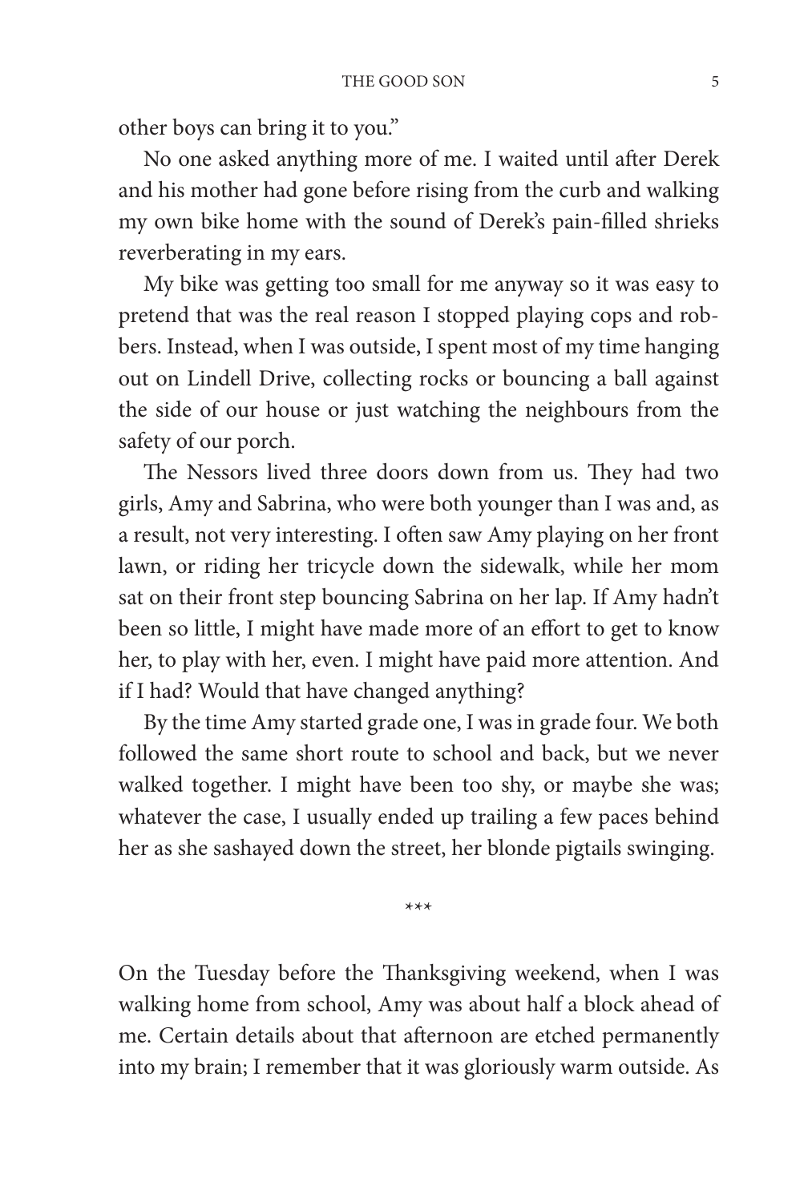other boys can bring it to you."

No one asked anything more of me. I waited until after Derek and his mother had gone before rising from the curb and walking my own bike home with the sound of Derek's pain-filled shrieks reverberating in my ears.

My bike was getting too small for me anyway so it was easy to pretend that was the real reason I stopped playing cops and robbers. Instead, when I was outside, I spent most of my time hanging out on Lindell Drive, collecting rocks or bouncing a ball against the side of our house or just watching the neighbours from the safety of our porch.

The Nessors lived three doors down from us. They had two girls, Amy and Sabrina, who were both younger than I was and, as a result, not very interesting. I often saw Amy playing on her front lawn, or riding her tricycle down the sidewalk, while her mom sat on their front step bouncing Sabrina on her lap. If Amy hadn't been so little, I might have made more of an effort to get to know her, to play with her, even. I might have paid more attention. And if I had? Would that have changed anything?

By the time Amy started grade one, I was in grade four. We both followed the same short route to school and back, but we never walked together. I might have been too shy, or maybe she was; whatever the case, I usually ended up trailing a few paces behind her as she sashayed down the street, her blonde pigtails swinging.

***

On the Tuesday before the Thanksgiving weekend, when I was walking home from school, Amy was about half a block ahead of me. Certain details about that afternoon are etched permanently into my brain; I remember that it was gloriously warm outside. As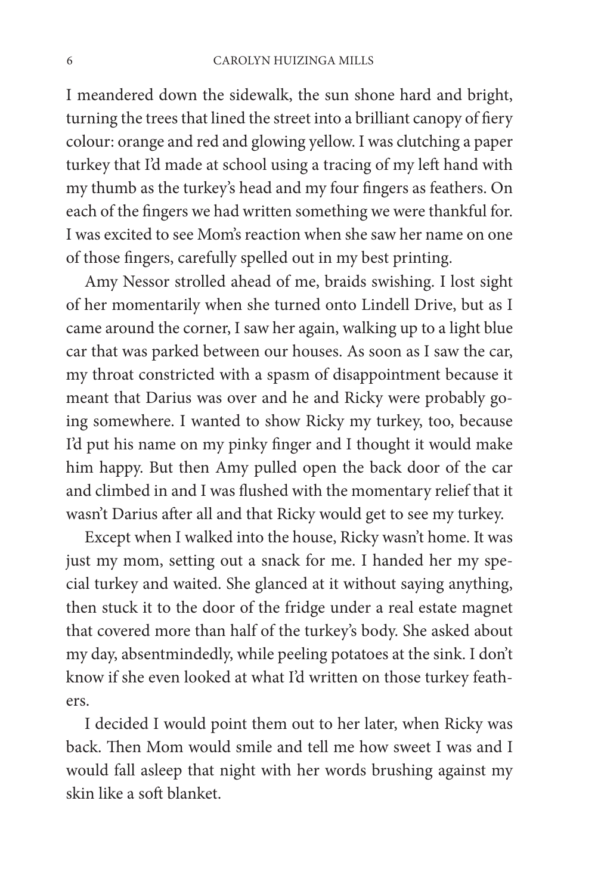I meandered down the sidewalk, the sun shone hard and bright, turning the trees that lined the street into a brilliant canopy of fiery colour: orange and red and glowing yellow. I was clutching a paper turkey that I'd made at school using a tracing of my left hand with my thumb as the turkey's head and my four fingers as feathers. On each of the fingers we had written something we were thankful for. I was excited to see Mom's reaction when she saw her name on one of those fingers, carefully spelled out in my best printing.

Amy Nessor strolled ahead of me, braids swishing. I lost sight of her momentarily when she turned onto Lindell Drive, but as I came around the corner, I saw her again, walking up to a light blue car that was parked between our houses. As soon as I saw the car, my throat constricted with a spasm of disappointment because it meant that Darius was over and he and Ricky were probably going somewhere. I wanted to show Ricky my turkey, too, because I'd put his name on my pinky finger and I thought it would make him happy. But then Amy pulled open the back door of the car and climbed in and I was flushed with the momentary relief that it wasn't Darius after all and that Ricky would get to see my turkey.

Except when I walked into the house, Ricky wasn't home. It was just my mom, setting out a snack for me. I handed her my special turkey and waited. She glanced at it without saying anything, then stuck it to the door of the fridge under a real estate magnet that covered more than half of the turkey's body. She asked about my day, absentmindedly, while peeling potatoes at the sink. I don't know if she even looked at what I'd written on those turkey feathers.

I decided I would point them out to her later, when Ricky was back. Then Mom would smile and tell me how sweet I was and I would fall asleep that night with her words brushing against my skin like a soft blanket.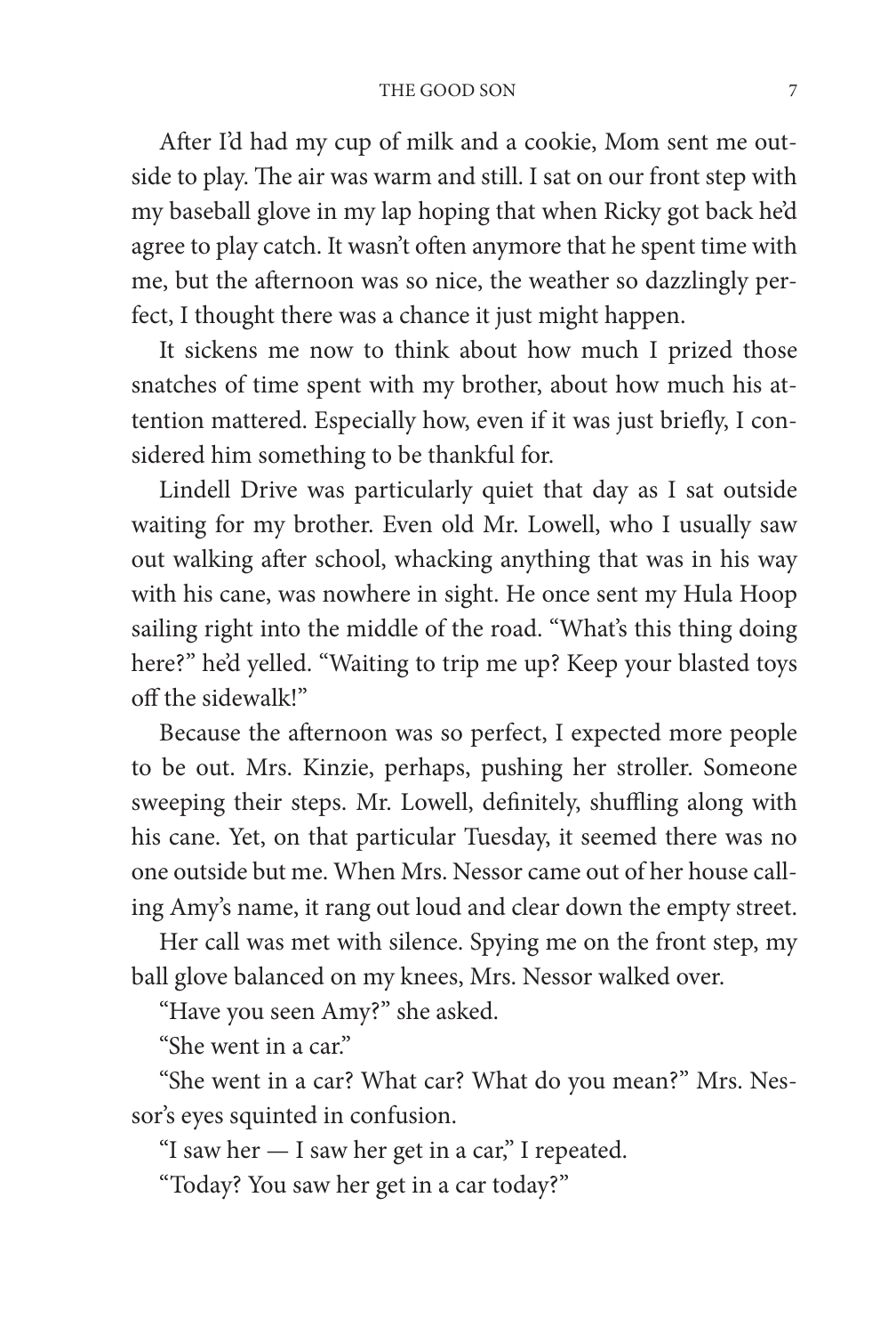After I'd had my cup of milk and a cookie, Mom sent me outside to play. The air was warm and still. I sat on our front step with my baseball glove in my lap hoping that when Ricky got back he'd agree to play catch. It wasn't often anymore that he spent time with me, but the afternoon was so nice, the weather so dazzlingly perfect, I thought there was a chance it just might happen.

It sickens me now to think about how much I prized those snatches of time spent with my brother, about how much his attention mattered. Especially how, even if it was just briefly, I considered him something to be thankful for.

Lindell Drive was particularly quiet that day as I sat outside waiting for my brother. Even old Mr. Lowell, who I usually saw out walking after school, whacking anything that was in his way with his cane, was nowhere in sight. He once sent my Hula Hoop sailing right into the middle of the road. "What's this thing doing here?" he'd yelled. "Waiting to trip me up? Keep your blasted toys off the sidewalk!"

Because the afternoon was so perfect, I expected more people to be out. Mrs. Kinzie, perhaps, pushing her stroller. Someone sweeping their steps. Mr. Lowell, definitely, shuffling along with his cane. Yet, on that particular Tuesday, it seemed there was no one outside but me. When Mrs. Nessor came out of her house calling Amy's name, it rang out loud and clear down the empty street.

Her call was met with silence. Spying me on the front step, my ball glove balanced on my knees, Mrs. Nessor walked over.

"Have you seen Amy?" she asked.

"She went in a car."

"She went in a car? What car? What do you mean?" Mrs. Nessor's eyes squinted in confusion.

"I saw her — I saw her get in a car," I repeated.

"Today? You saw her get in a car today?"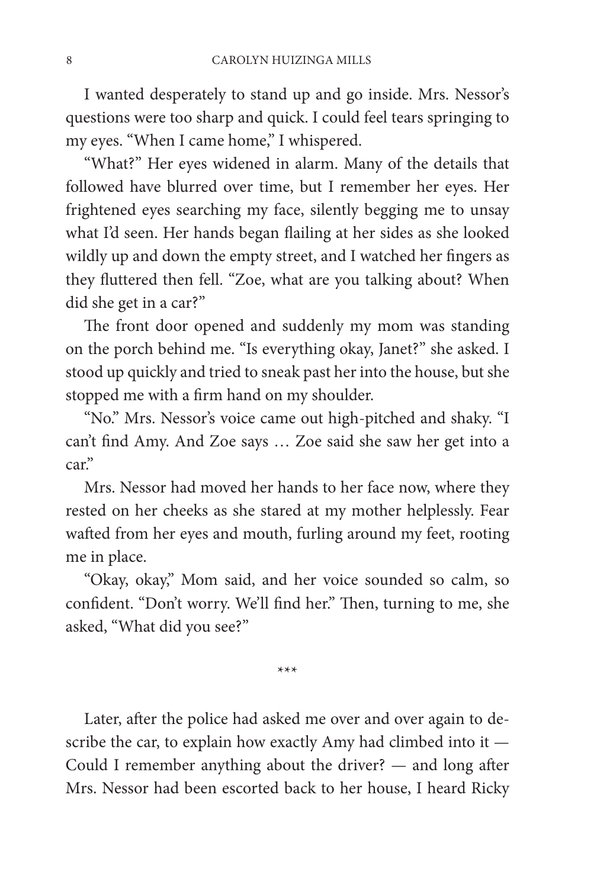I wanted desperately to stand up and go inside. Mrs. Nessor's questions were too sharp and quick. I could feel tears springing to my eyes. "When I came home," I whispered.

"What?" Her eyes widened in alarm. Many of the details that followed have blurred over time, but I remember her eyes. Her frightened eyes searching my face, silently begging me to unsay what I'd seen. Her hands began flailing at her sides as she looked wildly up and down the empty street, and I watched her fingers as they fluttered then fell. "Zoe, what are you talking about? When did she get in a car?"

The front door opened and suddenly my mom was standing on the porch behind me. "Is everything okay, Janet?" she asked. I stood up quickly and tried to sneak past her into the house, but she stopped me with a firm hand on my shoulder.

"No." Mrs. Nessor's voice came out high-pitched and shaky. "I can't find Amy. And Zoe says … Zoe said she saw her get into a car."

Mrs. Nessor had moved her hands to her face now, where they rested on her cheeks as she stared at my mother helplessly. Fear wafted from her eyes and mouth, furling around my feet, rooting me in place.

"Okay, okay," Mom said, and her voice sounded so calm, so confident. "Don't worry. We'll find her." Then, turning to me, she asked, "What did you see?"

***

Later, after the police had asked me over and over again to describe the car, to explain how exactly Amy had climbed into it — Could I remember anything about the driver? — and long after Mrs. Nessor had been escorted back to her house, I heard Ricky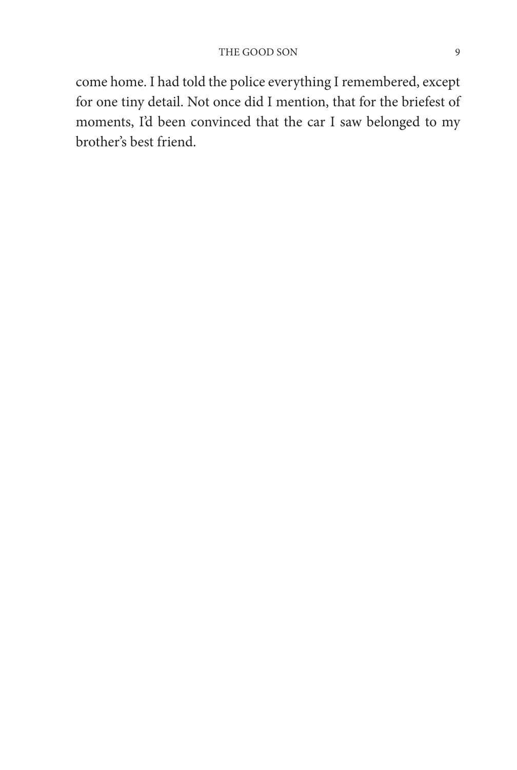come home. I had told the police everything I remembered, except for one tiny detail. Not once did I mention, that for the briefest of moments, I'd been convinced that the car I saw belonged to my brother's best friend.